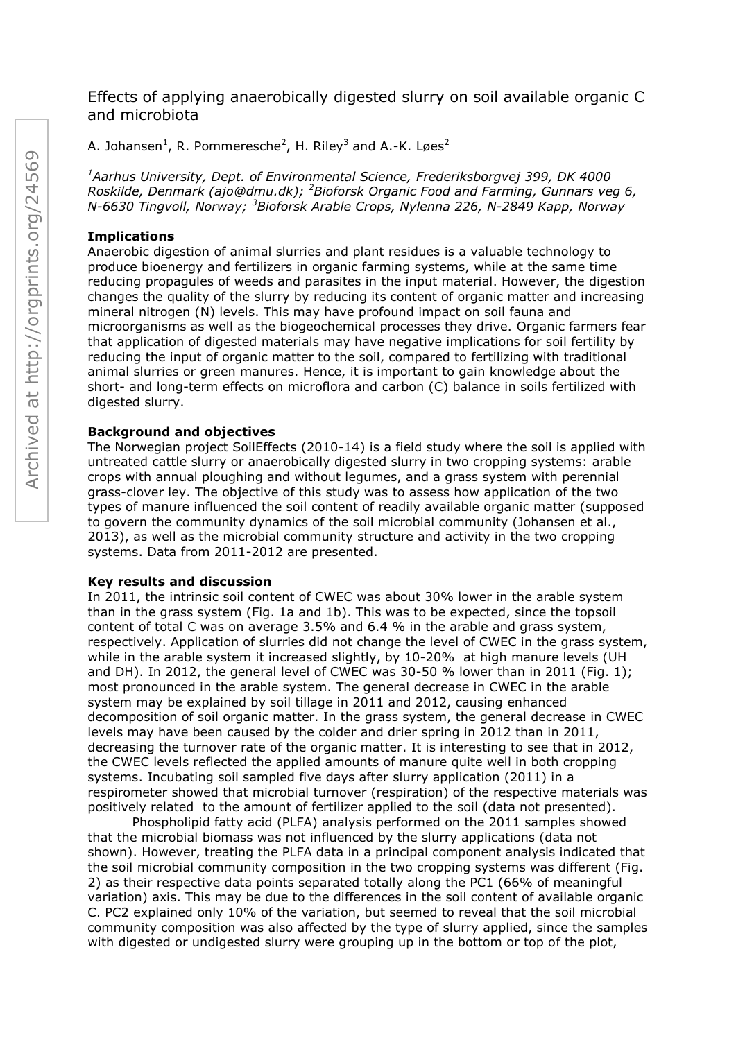# Effects of applying anaerobically digested slurry on soil available organic C and microbiota

A. Johansen[1], R. Pommeresche[2], H. Riley[3] and A.-K. Løes[2]

*[1]Aarhus University, Dept. of Environmental Science, Frederiksborgvej 399, DK 4000 Roskilde, Denmark (ajo@dmu.dk); [2]Bioforsk Organic Food and Farming, Gunnars veg 6, N-6630 Tingvoll, Norway; [3]Bioforsk Arable Crops, Nylenna 226, N-2849 Kapp, Norway*

## Implications

Anaerobic digestion of animal slurries and plant residues is a valuable technology to produce bioenergy and fertilizers in organic farming systems, while at the same time reducing propagules of weeds and parasites in the input material. However, the digestion changes the quality of the slurry by reducing its content of organic matter and increasing mineral nitrogen (N) levels. This may have profound impact on soil fauna and microorganisms as well as the biogeochemical processes they drive. Organic farmers fear that application of digested materials may have negative implications for soil fertility by reducing the input of organic matter to the soil, compared to fertilizing with traditional animal slurries or green manures. Hence, it is important to gain knowledge about the short- and long-term effects on microflora and carbon (C) balance in soils fertilized with digested slurry.

## Background and objectives

The Norwegian project SoilEffects (2010-14) is a field study where the soil is applied with untreated cattle slurry or anaerobically digested slurry in two cropping systems: arable crops with annual ploughing and without legumes, and a grass system with perennial grass-clover ley. The objective of this study was to assess how application of the two types of manure influenced the soil content of readily available organic matter (supposed to govern the community dynamics of the soil microbial community (Johansen et al., 2013), as well as the microbial community structure and activity in the two cropping systems. Data from 2011-2012 are presented.

## Key results and discussion

In 2011, the intrinsic soil content of CWEC was about 30% lower in the arable system than in the grass system (Fig. 1a and 1b). This was to be expected, since the topsoil content of total C was on average 3.5% and 6.4 % in the arable and grass system, respectively. Application of slurries did not change the level of CWEC in the grass system, while in the arable system it increased slightly, by 10-20% at high manure levels (UH and DH). In 2012, the general level of CWEC was 30-50 % lower than in 2011 (Fig. 1); most pronounced in the arable system. The general decrease in CWEC in the arable system may be explained by soil tillage in 2011 and 2012, causing enhanced decomposition of soil organic matter. In the grass system, the general decrease in CWEC levels may have been caused by the colder and drier spring in 2012 than in 2011, decreasing the turnover rate of the organic matter. It is interesting to see that in 2012, the CWEC levels reflected the applied amounts of manure quite well in both cropping systems. Incubating soil sampled five days after slurry application (2011) in a respirometer showed that microbial turnover (respiration) of the respective materials was positively related to the amount of fertilizer applied to the soil (data not presented).

Phospholipid fatty acid (PLFA) analysis performed on the 2011 samples showed that the microbial biomass was not influenced by the slurry applications (data not shown). However, treating the PLFA data in a principal component analysis indicated that the soil microbial community composition in the two cropping systems was different (Fig. 2) as their respective data points separated totally along the PC1 (66% of meaningful variation) axis. This may be due to the differences in the soil content of available organic C. PC2 explained only 10% of the variation, but seemed to reveal that the soil microbial community composition was also affected by the type of slurry applied, since the samples with digested or undigested slurry were grouping up in the bottom or top of the plot,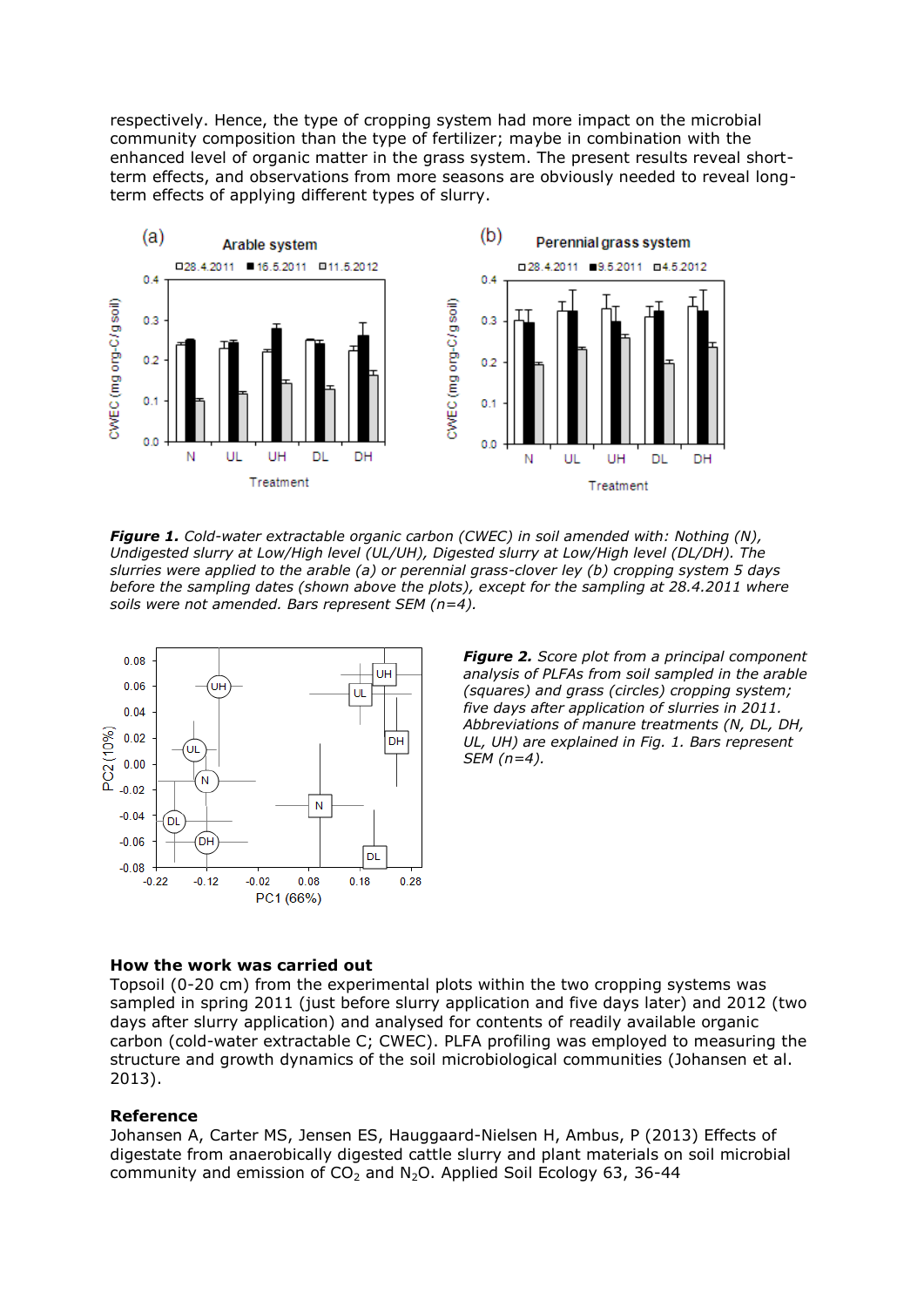respectively. Hence, the type of cropping system had more impact on the microbial community composition than the type of fertilizer; maybe in combination with the enhanced level of organic matter in the grass system. The present results reveal short-term effects, and observations from more seasons are obviously needed to reveal long-term effects of applying different types of slurry.

(a) Arable system

□28.4.2011 ■16.5.2011 □11.5.2012

CWEC (mg org-C/g soil)

0.4
0.3
0.2
0.1
0.0

N UL UH DL DH

Treatment

(b) Perennial grass system

□28.4.2011 ■9.5.2011 □4.5.2012

CWEC (mg org-C/g soil)

0.4
0.3
0.2
0.1
0.0

N UL UH DL DH

Treatment

***Figure 1.*** *Cold-water extractable organic carbon (CWEC) in soil amended with: Nothing (N), Undigested slurry at Low/High level (UL/UH), Digested slurry at Low/High level (DL/DH). The slurries were applied to the arable (a) or perennial grass-clover ley (b) cropping system 5 days before the sampling dates (shown above the plots), except for the sampling at 28.4.2011 where soils were not amended. Bars represent SEM (n=4).*

PC2 (10%)

0.08
0.06
0.04
0.02
0.00
-0.02
-0.04
-0.06
-0.08

-0.22 -0.12 -0.02 0.08 0.18 0.28

PC1 (66%)

UH UL N DL DH UH UL DH N DL

***Figure 2.*** *Score plot from a principal component analysis of PLFAs from soil sampled in the arable (squares) and grass (circles) cropping system; five days after application of slurries in 2011. Abbreviations of manure treatments (N, DL, DH, UL, UH) are explained in Fig. 1. Bars represent SEM (n=4).*

**How the work was carried out**

Topsoil (0-20 cm) from the experimental plots within the two cropping systems was sampled in spring 2011 (just before slurry application and five days later) and 2012 (two days after slurry application) and analysed for contents of readily available organic carbon (cold-water extractable C; CWEC). PLFA profiling was employed to measuring the structure and growth dynamics of the soil microbiological communities (Johansen et al. 2013).

**Reference**

Johansen A, Carter MS, Jensen ES, Hauggaard-Nielsen H, Ambus, P (2013) Effects of digestate from anaerobically digested cattle slurry and plant materials on soil microbial community and emission of $CO_2$ and $N_2O$. Applied Soil Ecology 63, 36-44